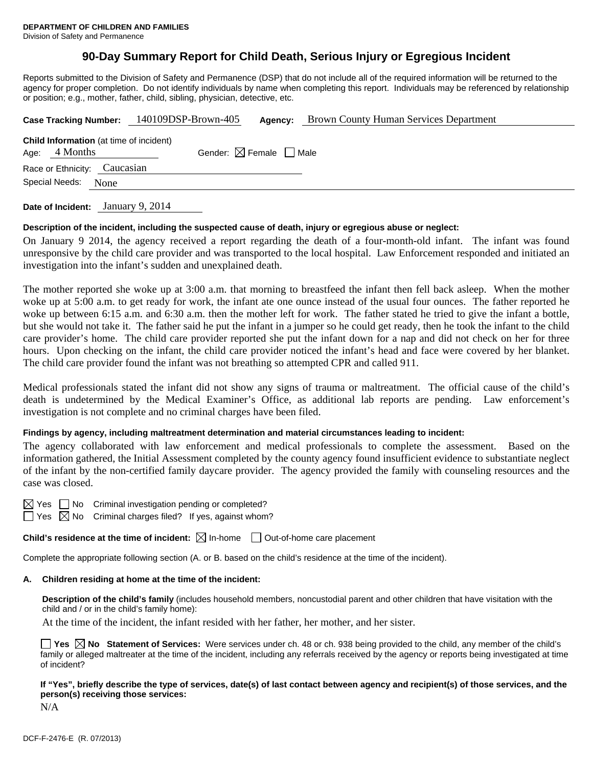**DEPARTMENT OF CHILDREN AND FAMILIES**
Division of Safety and Permanence

# 90-Day Summary Report for Child Death, Serious Injury or Egregious Incident

Reports submitted to the Division of Safety and Permanence (DSP) that do not include all of the required information will be returned to the agency for proper completion. Do not identify individuals by name when completing this report. Individuals may be referenced by relationship or position; e.g., mother, father, child, sibling, physician, detective, etc.

**Case Tracking Number:** 140109DSP-Brown-405 **Agency:** Brown County Human Services Department

**Child Information** (at time of incident)
Age: 4 Months Gender: ☒ Female ☐ Male
Race or Ethnicity: Caucasian
Special Needs: None

**Date of Incident:** January 9, 2014

**Description of the incident, including the suspected cause of death, injury or egregious abuse or neglect:**

On January 9 2014, the agency received a report regarding the death of a four-month-old infant. The infant was found unresponsive by the child care provider and was transported to the local hospital. Law Enforcement responded and initiated an investigation into the infant's sudden and unexplained death.

The mother reported she woke up at 3:00 a.m. that morning to breastfeed the infant then fell back asleep. When the mother woke up at 5:00 a.m. to get ready for work, the infant ate one ounce instead of the usual four ounces. The father reported he woke up between 6:15 a.m. and 6:30 a.m. then the mother left for work. The father stated he tried to give the infant a bottle, but she would not take it. The father said he put the infant in a jumper so he could get ready, then he took the infant to the child care provider's home. The child care provider reported she put the infant down for a nap and did not check on her for three hours. Upon checking on the infant, the child care provider noticed the infant's head and face were covered by her blanket. The child care provider found the infant was not breathing so attempted CPR and called 911.

Medical professionals stated the infant did not show any signs of trauma or maltreatment. The official cause of the child's death is undetermined by the Medical Examiner's Office, as additional lab reports are pending. Law enforcement's investigation is not complete and no criminal charges have been filed.

**Findings by agency, including maltreatment determination and material circumstances leading to incident:**

The agency collaborated with law enforcement and medical professionals to complete the assessment. Based on the information gathered, the Initial Assessment completed by the county agency found insufficient evidence to substantiate neglect of the infant by the non-certified family daycare provider. The agency provided the family with counseling resources and the case was closed.

☒ Yes ☐ No Criminal investigation pending or completed?
☐ Yes ☒ No Criminal charges filed? If yes, against whom?

**Child's residence at the time of incident:** ☒ In-home ☐ Out-of-home care placement

Complete the appropriate following section (A. or B. based on the child's residence at the time of the incident).

**A. Children residing at home at the time of the incident:**

**Description of the child's family** (includes household members, noncustodial parent and other children that have visitation with the child and / or in the child's family home):

At the time of the incident, the infant resided with her father, her mother, and her sister.

☐ **Yes** ☒ **No Statement of Services:** Were services under ch. 48 or ch. 938 being provided to the child, any member of the child's family or alleged maltreater at the time of the incident, including any referrals received by the agency or reports being investigated at time of incident?

**If "Yes", briefly describe the type of services, date(s) of last contact between agency and recipient(s) of those services, and the person(s) receiving those services:**

N/A

DCF-F-2476-E (R. 07/2013)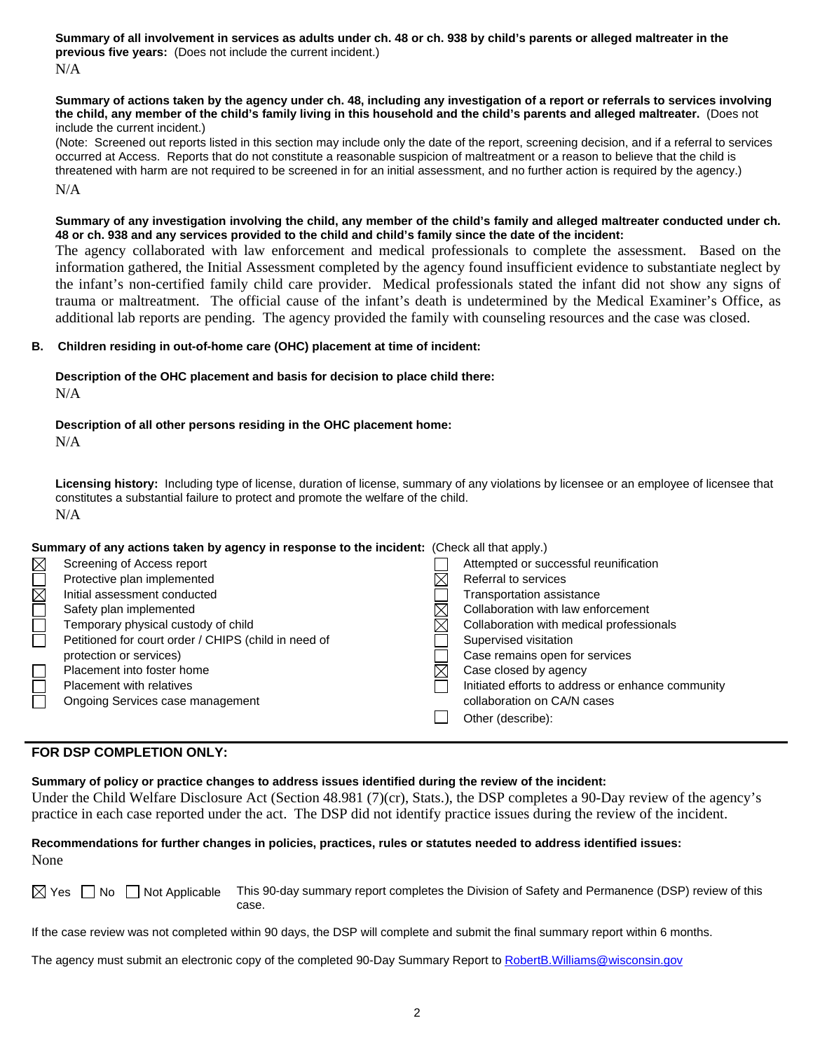**Summary of all involvement in services as adults under ch. 48 or ch. 938 by child's parents or alleged maltreater in the previous five years:** (Does not include the current incident.)

N/A

**Summary of actions taken by the agency under ch. 48, including any investigation of a report or referrals to services involving the child, any member of the child's family living in this household and the child's parents and alleged maltreater.** (Does not include the current incident.)

(Note: Screened out reports listed in this section may include only the date of the report, screening decision, and if a referral to services occurred at Access. Reports that do not constitute a reasonable suspicion of maltreatment or a reason to believe that the child is threatened with harm are not required to be screened in for an initial assessment, and no further action is required by the agency.)

N/A

**Summary of any investigation involving the child, any member of the child's family and alleged maltreater conducted under ch. 48 or ch. 938 and any services provided to the child and child's family since the date of the incident:**

The agency collaborated with law enforcement and medical professionals to complete the assessment. Based on the information gathered, the Initial Assessment completed by the agency found insufficient evidence to substantiate neglect by the infant's non-certified family child care provider. Medical professionals stated the infant did not show any signs of trauma or maltreatment. The official cause of the infant's death is undetermined by the Medical Examiner's Office, as additional lab reports are pending. The agency provided the family with counseling resources and the case was closed.

**B. Children residing in out-of-home care (OHC) placement at time of incident:**

**Description of the OHC placement and basis for decision to place child there:**

N/A

**Description of all other persons residing in the OHC placement home:**

N/A

**Licensing history:** Including type of license, duration of license, summary of any violations by licensee or an employee of licensee that constitutes a substantial failure to protect and promote the welfare of the child.

N/A

**Summary of any actions taken by agency in response to the incident:** (Check all that apply.)

- ☒ Screening of Access report
- ☐ Protective plan implemented
- ☒ Initial assessment conducted
- ☐ Safety plan implemented
- ☐ Temporary physical custody of child
- ☐ Petitioned for court order / CHIPS (child in need of protection or services)
- ☐ Placement into foster home
- ☐ Placement with relatives
- ☐ Ongoing Services case management
- ☐ Attempted or successful reunification
- ☒ Referral to services
- ☐ Transportation assistance
- ☒ Collaboration with law enforcement
- ☒ Collaboration with medical professionals
- ☐ Supervised visitation
- ☐ Case remains open for services
- ☒ Case closed by agency
- ☐ Initiated efforts to address or enhance community collaboration on CA/N cases
- ☐ Other (describe):

## FOR DSP COMPLETION ONLY:

**Summary of policy or practice changes to address issues identified during the review of the incident:**

Under the Child Welfare Disclosure Act (Section 48.981 (7)(cr), Stats.), the DSP completes a 90-Day review of the agency's practice in each case reported under the act. The DSP did not identify practice issues during the review of the incident.

**Recommendations for further changes in policies, practices, rules or statutes needed to address identified issues:**

None

☒ Yes ☐ No ☐ Not Applicable This 90-day summary report completes the Division of Safety and Permanence (DSP) review of this case.

If the case review was not completed within 90 days, the DSP will complete and submit the final summary report within 6 months.

The agency must submit an electronic copy of the completed 90-Day Summary Report to RobertB.Williams@wisconsin.gov